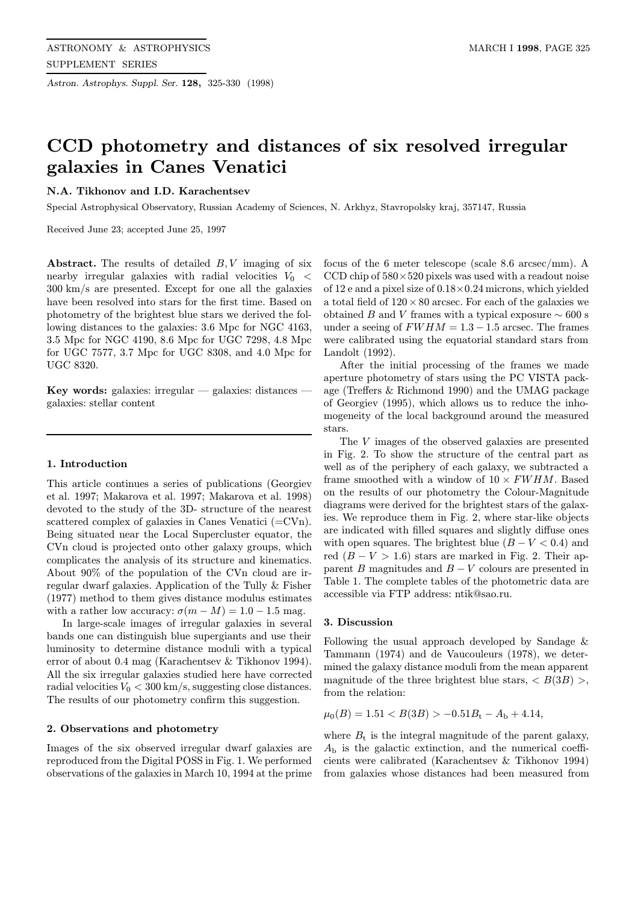# CCD photometry and distances of six resolved irregular galaxies in Canes Venatici

**N.A. Tikhonov and I.D. Karachentsev**

Special Astrophysical Observatory, Russian Academy of Sciences, N. Arkhyz, Stavropolsky kraj, 357147, Russia

Received June 23; accepted June 25, 1997

**Abstract.** The results of detailed $B, V$ imaging of six nearby irregular galaxies with radial velocities $V_0 < 300$ km/s are presented. Except for one all the galaxies have been resolved into stars for the first time. Based on photometry of the brightest blue stars we derived the following distances to the galaxies: 3.6 Mpc for NGC 4163, 3.5 Mpc for NGC 4190, 8.6 Mpc for UGC 7298, 4.8 Mpc for UGC 7577, 3.7 Mpc for UGC 8308, and 4.0 Mpc for UGC 8320.

**Key words:** galaxies: irregular — galaxies: distances — galaxies: stellar content

## 1. Introduction

This article continues a series of publications (Georgiev et al. 1997; Makarova et al. 1997; Makarova et al. 1998) devoted to the study of the 3D- structure of the nearest scattered complex of galaxies in Canes Venatici (=CVn). Being situated near the Local Supercluster equator, the CVn cloud is projected onto other galaxy groups, which complicates the analysis of its structure and kinematics. About 90% of the population of the CVn cloud are irregular dwarf galaxies. Application of the Tully & Fisher (1977) method to them gives distance modulus estimates with a rather low accuracy: $\sigma(m - M) = 1.0 - 1.5$ mag.

In large-scale images of irregular galaxies in several bands one can distinguish blue supergiants and use their luminosity to determine distance moduli with a typical error of about 0.4 mag (Karachentsev & Tikhonov 1994). All the six irregular galaxies studied here have corrected radial velocities $V_0 < 300$ km/s, suggesting close distances. The results of our photometry confirm this suggestion.

## 2. Observations and photometry

Images of the six observed irregular dwarf galaxies are reproduced from the Digital POSS in Fig. 1. We performed observations of the galaxies in March 10, 1994 at the prime focus of the 6 meter telescope (scale 8.6 arcsec/mm). A CCD chip of $580 \times 520$ pixels was used with a readout noise of 12 e and a pixel size of $0.18 \times 0.24$ microns, which yielded a total field of $120 \times 80$ arcsec. For each of the galaxies we obtained $B$ and $V$ frames with a typical exposure $\sim 600$ s under a seeing of $FWHM = 1.3 - 1.5$ arcsec. The frames were calibrated using the equatorial standard stars from Landolt (1992).

After the initial processing of the frames we made aperture photometry of stars using the PC VISTA package (Treffers & Richmond 1990) and the UMAG package of Georgiev (1995), which allows us to reduce the inhomogeneity of the local background around the measured stars.

The $V$ images of the observed galaxies are presented in Fig. 2. To show the structure of the central part as well as of the periphery of each galaxy, we subtracted a frame smoothed with a window of $10 \times FWHM$. Based on the results of our photometry the Colour-Magnitude diagrams were derived for the brightest stars of the galaxies. We reproduce them in Fig. 2, where star-like objects are indicated with filled squares and slightly diffuse ones with open squares. The brightest blue ($B - V < 0.4$) and red ($B - V > 1.6$) stars are marked in Fig. 2. Their apparent $B$ magnitudes and $B - V$ colours are presented in Table 1. The complete tables of the photometric data are accessible via FTP address: ntik@sao.ru.

## 3. Discussion

Following the usual approach developed by Sandage & Tammann (1974) and de Vaucouleurs (1978), we determined the galaxy distance moduli from the mean apparent magnitude of the three brightest blue stars, $< B(3B) >$, from the relation:

$$\mu_0(B) = 1.51 < B(3B) > -0.51 B_t - A_b + 4.14,$$

where $B_t$ is the integral magnitude of the parent galaxy, $A_b$ is the galactic extinction, and the numerical coefficients were calibrated (Karachentsev & Tikhonov 1994) from galaxies whose distances had been measured from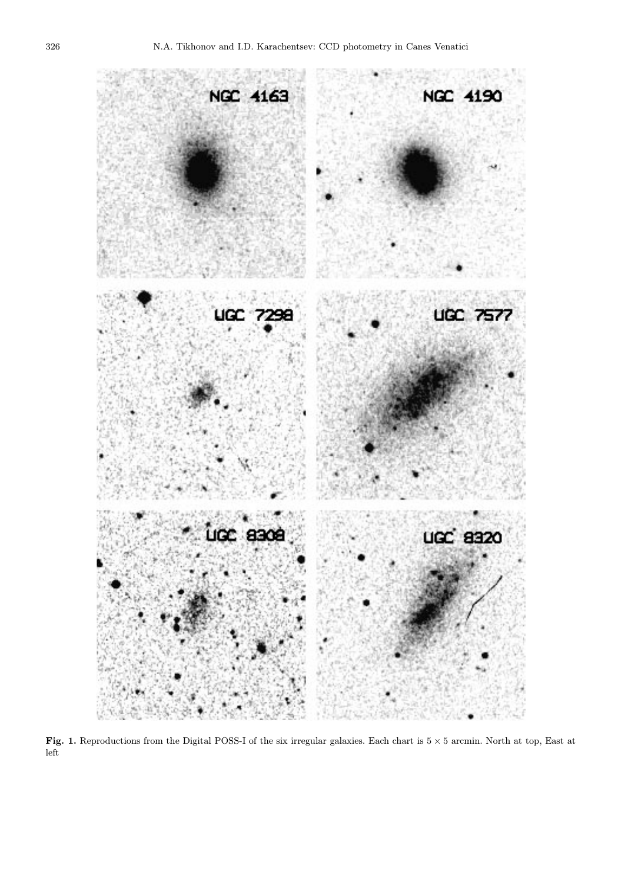**Fig. 1.** Reproductions from the Digital POSS-I of the six irregular galaxies. Each chart is $5 \times 5$ arcmin. North at top, East at left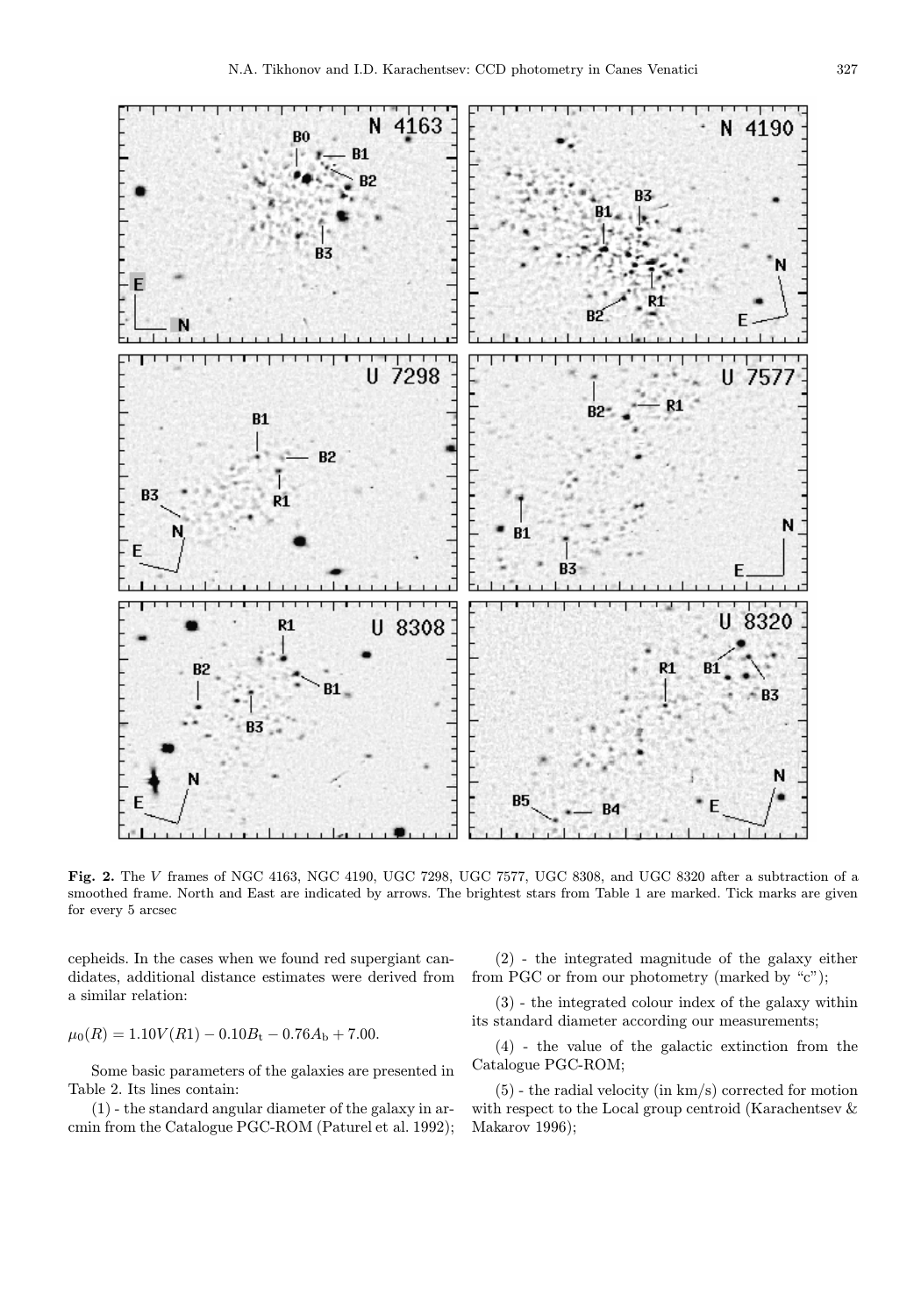**Fig. 2.** The $V$ frames of NGC 4163, NGC 4190, UGC 7298, UGC 7577, UGC 8308, and UGC 8320 after a subtraction of a smoothed frame. North and East are indicated by arrows. The brightest stars from Table 1 are marked. Tick marks are given for every 5 arcsec

cepheids. In the cases when we found red supergiant candidates, additional distance estimates were derived from a similar relation:

$$\mu_0(R) = 1.10V(R1) - 0.10B_\mathrm{t} - 0.76A_\mathrm{b} + 7.00.$$

Some basic parameters of the galaxies are presented in Table 2. Its lines contain:

(1) - the standard angular diameter of the galaxy in arcmin from the Catalogue PGC-ROM (Paturel et al. 1992);

(2) - the integrated magnitude of the galaxy either from PGC or from our photometry (marked by "c");

(3) - the integrated colour index of the galaxy within its standard diameter according our measurements;

(4) - the value of the galactic extinction from the Catalogue PGC-ROM;

(5) - the radial velocity (in km/s) corrected for motion with respect to the Local group centroid (Karachentsev & Makarov 1996);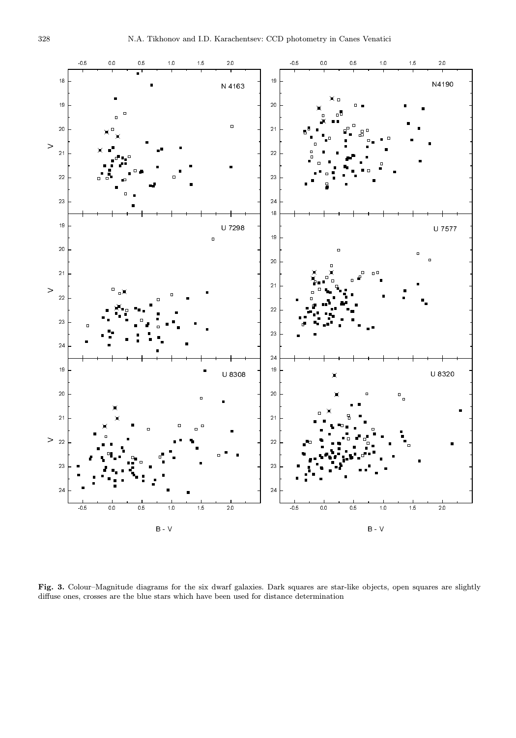**Fig. 3.** Colour–Magnitude diagrams for the six dwarf galaxies. Dark squares are star-like objects, open squares are slightly diffuse ones, crosses are the blue stars which have been used for distance determination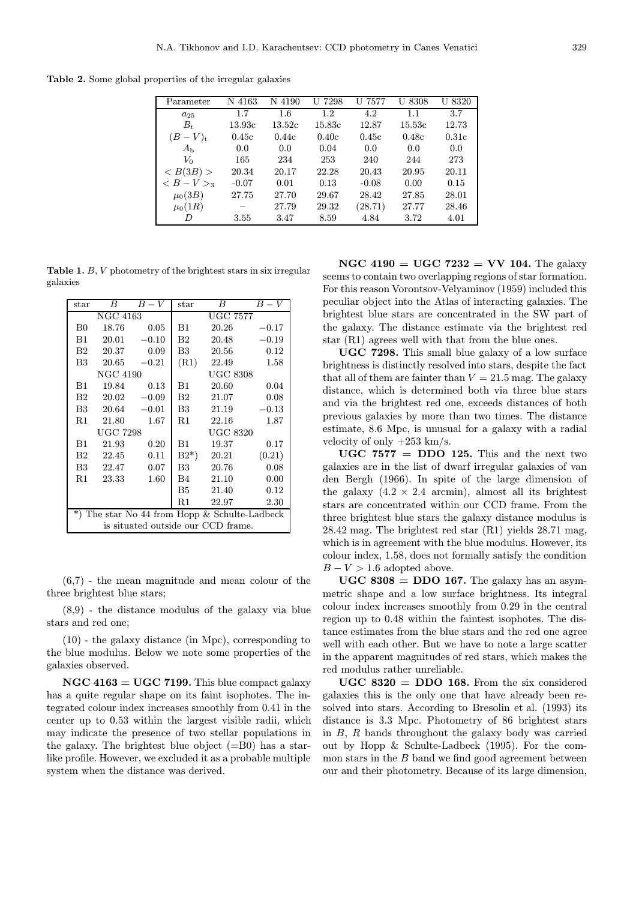**Table 2.** Some global properties of the irregular galaxies

| Parameter | N 4163 | N 4190 | U 7298 | U 7577 | U 8308 | U 8320 |
|---|---|---|---|---|---|---|
| $a_{25}$ | 1.7 | 1.6 | 1.2 | 4.2 | 1.1 | 3.7 |
| $B_{\rm t}$ | 13.93c | 13.52c | 15.83c | 12.87 | 15.53c | 12.73 |
| $(B-V)_{\rm t}$ | 0.45c | 0.44c | 0.40c | 0.45c | 0.48c | 0.31c |
| $A_{\rm b}$ | 0.0 | 0.0 | 0.04 | 0.0 | 0.0 | 0.0 |
| $V_0$ | 165 | 234 | 253 | 240 | 244 | 273 |
| $< B(3B) >$ | 20.34 | 20.17 | 22.28 | 20.43 | 20.95 | 20.11 |
| $< B-V >_3$ | -0.07 | 0.01 | 0.13 | -0.08 | 0.00 | 0.15 |
| $\mu_0(3B)$ | 27.75 | 27.70 | 29.67 | 28.42 | 27.85 | 28.01 |
| $\mu_0(1R)$ | – | 27.79 | 29.32 | (28.71) | 27.77 | 28.46 |
| $D$ | 3.55 | 3.47 | 8.59 | 4.84 | 3.72 | 4.01 |

**Table 1.** $B$, $V$ photometry of the brightest stars in six irregular galaxies

| star | $B$ | $B-V$ | star | $B$ | $B-V$ |
|---|---|---|---|---|---|
| | NGC 4163 | | | UGC 7577 | |
| B0 | 18.76 | 0.05 | B1 | 20.26 | $-0.17$ |
| B1 | 20.01 | $-0.10$ | B2 | 20.48 | $-0.19$ |
| B2 | 20.37 | 0.09 | B3 | 20.56 | 0.12 |
| B3 | 20.65 | $-0.21$ | (R1) | 22.49 | 1.58 |
| | NGC 4190 | | | UGC 8308 | |
| B1 | 19.84 | 0.13 | B1 | 20.60 | 0.04 |
| B2 | 20.02 | $-0.09$ | B2 | 21.07 | 0.08 |
| B3 | 20.64 | $-0.01$ | B3 | 21.19 | $-0.13$ |
| R1 | 21.80 | 1.67 | R1 | 22.16 | 1.87 |
| | UGC 7298 | | | UGC 8320 | |
| B1 | 21.93 | 0.20 | B1 | 19.37 | 0.17 |
| B2 | 22.45 | 0.11 | B2*) | 20.21 | (0.21) |
| B3 | 22.47 | 0.07 | B3 | 20.76 | 0.08 |
| R1 | 23.33 | 1.60 | B4 | 21.10 | 0.00 |
| | | | B5 | 21.40 | 0.12 |
| | | | R1 | 22.97 | 2.30 |

*) The star No 44 from Hopp & Schulte-Ladbeck is situated outside our CCD frame.

(6,7) - the mean magnitude and mean colour of the three brightest blue stars;

(8,9) - the distance modulus of the galaxy via blue stars and red one;

(10) - the galaxy distance (in Mpc), corresponding to the blue modulus. Below we note some properties of the galaxies observed.

**NGC 4163 = UGC 7199.** This blue compact galaxy has a quite regular shape on its faint isophotes. The integrated colour index increases smoothly from 0.41 in the center up to 0.53 within the largest visible radii, which may indicate the presence of two stellar populations in the galaxy. The brightest blue object (=B0) has a starlike profile. However, we excluded it as a probable multiple system when the distance was derived.

**NGC 4190 = UGC 7232 = VV 104.** The galaxy seems to contain two overlapping regions of star formation. For this reason Vorontsov-Velyaminov (1959) included this peculiar object into the Atlas of interacting galaxies. The brightest blue stars are concentrated in the SW part of the galaxy. The distance estimate via the brightest red star (R1) agrees well with that from the blue ones.

**UGC 7298.** This small blue galaxy of a low surface brightness is distinctly resolved into stars, despite the fact that all of them are fainter than $V = 21.5$ mag. The galaxy distance, which is determined both via three blue stars and via the brightest red one, exceeds distances of both previous galaxies by more than two times. The distance estimate, 8.6 Mpc, is unusual for a galaxy with a radial velocity of only +253 km/s.

**UGC 7577 = DDO 125.** This and the next two galaxies are in the list of dwarf irregular galaxies of van den Bergh (1966). In spite of the large dimension of the galaxy ($4.2 \times 2.4$ arcmin), almost all its brightest stars are concentrated within our CCD frame. From the three brightest blue stars the galaxy distance modulus is 28.42 mag. The brightest red star (R1) yields 28.71 mag, which is in agreement with the blue modulus. However, its colour index, 1.58, does not formally satisfy the condition $B-V > 1.6$ adopted above.

**UGC 8308 = DDO 167.** The galaxy has an asymmetric shape and a low surface brightness. Its integral colour index increases smoothly from 0.29 in the central region up to 0.48 within the faintest isophotes. The distance estimates from the blue stars and the red one agree well with each other. But we have to note a large scatter in the apparent magnitudes of red stars, which makes the red modulus rather unreliable.

**UGC 8320 = DDO 168.** From the six considered galaxies this is the only one that have already been resolved into stars. According to Bresolin et al. (1993) its distance is 3.3 Mpc. Photometry of 86 brightest stars in $B$, $R$ bands throughout the galaxy body was carried out by Hopp & Schulte-Ladbeck (1995). For the common stars in the $B$ band we find good agreement between our and their photometry. Because of its large dimension,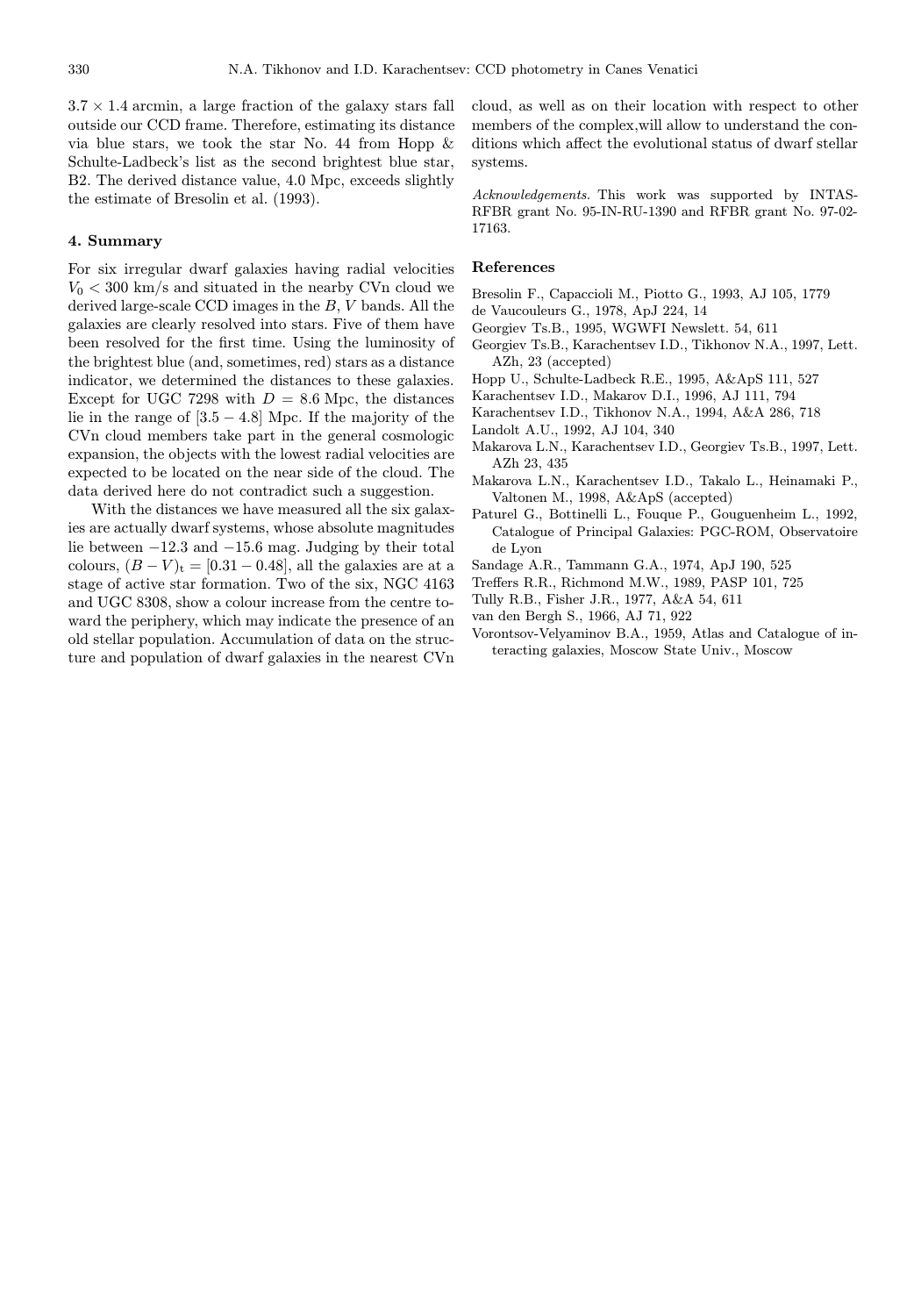$3.7 \times 1.4$ arcmin, a large fraction of the galaxy stars fall outside our CCD frame. Therefore, estimating its distance via blue stars, we took the star No. 44 from Hopp & Schulte-Ladbeck's list as the second brightest blue star, B2. The derived distance value, 4.0 Mpc, exceeds slightly the estimate of Bresolin et al. (1993).

## 4. Summary

For six irregular dwarf galaxies having radial velocities $V_0 < 300$ km/s and situated in the nearby CVn cloud we derived large-scale CCD images in the $B$, $V$ bands. All the galaxies are clearly resolved into stars. Five of them have been resolved for the first time. Using the luminosity of the brightest blue (and, sometimes, red) stars as a distance indicator, we determined the distances to these galaxies. Except for UGC 7298 with $D = 8.6$ Mpc, the distances lie in the range of $[3.5 - 4.8]$ Mpc. If the majority of the CVn cloud members take part in the general cosmologic expansion, the objects with the lowest radial velocities are expected to be located on the near side of the cloud. The data derived here do not contradict such a suggestion.

With the distances we have measured all the six galaxies are actually dwarf systems, whose absolute magnitudes lie between $-12.3$ and $-15.6$ mag. Judging by their total colours, $(B-V)_{\rm t} = [0.31 - 0.48]$, all the galaxies are at a stage of active star formation. Two of the six, NGC 4163 and UGC 8308, show a colour increase from the centre toward the periphery, which may indicate the presence of an old stellar population. Accumulation of data on the structure and population of dwarf galaxies in the nearest CVn cloud, as well as on their location with respect to other members of the complex,will allow to understand the conditions which affect the evolutional status of dwarf stellar systems.

*Acknowledgements.* This work was supported by INTAS-RFBR grant No. 95-IN-RU-1390 and RFBR grant No. 97-02-17163.

## References

Bresolin F., Capaccioli M., Piotto G., 1993, AJ 105, 1779
de Vaucouleurs G., 1978, ApJ 224, 14
Georgiev Ts.B., 1995, WGWFI Newslett. 54, 611
Georgiev Ts.B., Karachentsev I.D., Tikhonov N.A., 1997, Lett. AZh, 23 (accepted)
Hopp U., Schulte-Ladbeck R.E., 1995, A&ApS 111, 527
Karachentsev I.D., Makarov D.I., 1996, AJ 111, 794
Karachentsev I.D., Tikhonov N.A., 1994, A&A 286, 718
Landolt A.U., 1992, AJ 104, 340
Makarova L.N., Karachentsev I.D., Georgiev Ts.B., 1997, Lett. AZh 23, 435
Makarova L.N., Karachentsev I.D., Takalo L., Heinamaki P., Valtonen M., 1998, A&ApS (accepted)
Paturel G., Bottinelli L., Fouque P., Gouguenheim L., 1992, Catalogue of Principal Galaxies: PGC-ROM, Observatoire de Lyon
Sandage A.R., Tammann G.A., 1974, ApJ 190, 525
Treffers R.R., Richmond M.W., 1989, PASP 101, 725
Tully R.B., Fisher J.R., 1977, A&A 54, 611
van den Bergh S., 1966, AJ 71, 922
Vorontsov-Velyaminov B.A., 1959, Atlas and Catalogue of interacting galaxies, Moscow State Univ., Moscow